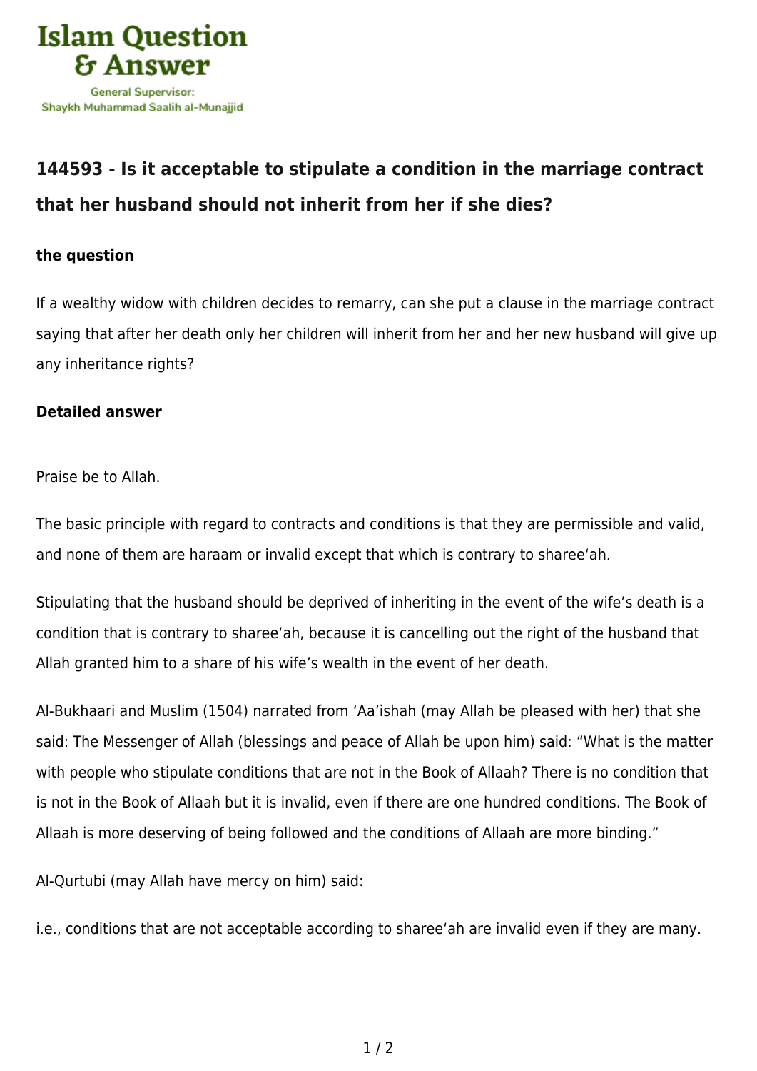# Islam Question & Answer

General Supervisor:
Shaykh Muhammad Saalih al-Munajjid

## 144593 - Is it acceptable to stipulate a condition in the marriage contract that her husband should not inherit from her if she dies?

### the question

If a wealthy widow with children decides to remarry, can she put a clause in the marriage contract saying that after her death only her children will inherit from her and her new husband will give up any inheritance rights?

### Detailed answer

Praise be to Allah.

The basic principle with regard to contracts and conditions is that they are permissible and valid, and none of them are haraam or invalid except that which is contrary to sharee'ah.

Stipulating that the husband should be deprived of inheriting in the event of the wife's death is a condition that is contrary to sharee'ah, because it is cancelling out the right of the husband that Allah granted him to a share of his wife's wealth in the event of her death.

Al-Bukhaari and Muslim (1504) narrated from 'Aa'ishah (may Allah be pleased with her) that she said: The Messenger of Allah (blessings and peace of Allah be upon him) said: "What is the matter with people who stipulate conditions that are not in the Book of Allaah? There is no condition that is not in the Book of Allaah but it is invalid, even if there are one hundred conditions. The Book of Allaah is more deserving of being followed and the conditions of Allaah are more binding."

Al-Qurtubi (may Allah have mercy on him) said:

i.e., conditions that are not acceptable according to sharee'ah are invalid even if they are many.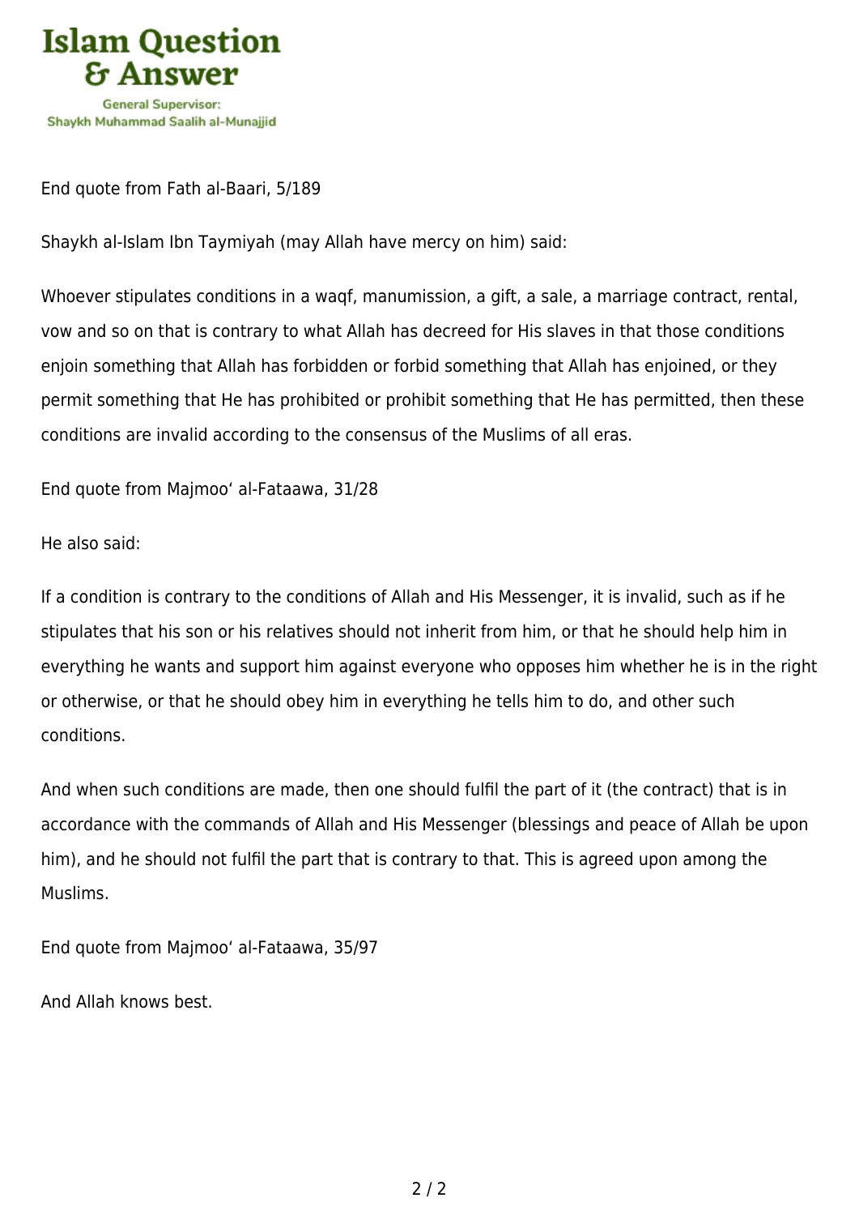End quote from Fath al-Baari, 5/189

Shaykh al-Islam Ibn Taymiyah (may Allah have mercy on him) said:

Whoever stipulates conditions in a waqf, manumission, a gift, a sale, a marriage contract, rental, vow and so on that is contrary to what Allah has decreed for His slaves in that those conditions enjoin something that Allah has forbidden or forbid something that Allah has enjoined, or they permit something that He has prohibited or prohibit something that He has permitted, then these conditions are invalid according to the consensus of the Muslims of all eras.

End quote from Majmoo' al-Fataawa, 31/28

He also said:

If a condition is contrary to the conditions of Allah and His Messenger, it is invalid, such as if he stipulates that his son or his relatives should not inherit from him, or that he should help him in everything he wants and support him against everyone who opposes him whether he is in the right or otherwise, or that he should obey him in everything he tells him to do, and other such conditions.

And when such conditions are made, then one should fulfil the part of it (the contract) that is in accordance with the commands of Allah and His Messenger (blessings and peace of Allah be upon him), and he should not fulfil the part that is contrary to that. This is agreed upon among the Muslims.

End quote from Majmoo' al-Fataawa, 35/97

And Allah knows best.